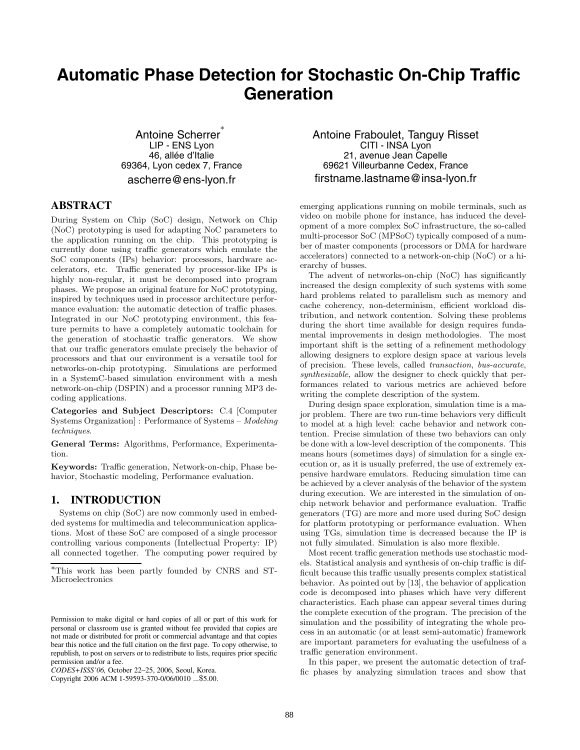# Automatic Phase Detection for Stochastic On-Chip Traffic Generation

Antoine Scherrer[*]
LIP - ENS Lyon
46, allée d'Italie
69364, Lyon cedex 7, France
ascherre@ens-lyon.fr

Antoine Fraboulet, Tanguy Risset
CITI - INSA Lyon
21, avenue Jean Capelle
69621 Villeurbanne Cedex, France
firstname.lastname@insa-lyon.fr

## ABSTRACT

During System on Chip (SoC) design, Network on Chip (NoC) prototyping is used for adapting NoC parameters to the application running on the chip. This prototyping is currently done using traffic generators which emulate the SoC components (IPs) behavior: processors, hardware accelerators, etc. Traffic generated by processor-like IPs is highly non-regular, it must be decomposed into program phases. We propose an original feature for NoC prototyping, inspired by techniques used in processor architecture performance evaluation: the automatic detection of traffic phases. Integrated in our NoC prototyping environment, this feature permits to have a completely automatic toolchain for the generation of stochastic traffic generators. We show that our traffic generators emulate precisely the behavior of processors and that our environment is a versatile tool for networks-on-chip prototyping. Simulations are performed in a SystemC-based simulation environment with a mesh network-on-chip (DSPIN) and a processor running MP3 decoding applications.

**Categories and Subject Descriptors:** C.4 [Computer Systems Organization] : Performance of Systems – *Modeling techniques*.

**General Terms:** Algorithms, Performance, Experimentation.

**Keywords:** Traffic generation, Network-on-chip, Phase behavior, Stochastic modeling, Performance evaluation.

## 1. INTRODUCTION

Systems on chip (SoC) are now commonly used in embedded systems for multimedia and telecommunication applications. Most of these SoC are composed of a single processor controlling various components (Intellectual Property: IP) all connected together. The computing power required by emerging applications running on mobile terminals, such as video on mobile phone for instance, has induced the development of a more complex SoC infrastructure, the so-called multi-processor SoC (MPSoC) typically composed of a number of master components (processors or DMA for hardware accelerators) connected to a network-on-chip (NoC) or a hierarchy of busses.

The advent of networks-on-chip (NoC) has significantly increased the design complexity of such systems with some hard problems related to parallelism such as memory and cache coherency, non-determinism, efficient workload distribution, and network contention. Solving these problems during the short time available for design requires fundamental improvements in design methodologies. The most important shift is the setting of a refinement methodology allowing designers to explore design space at various levels of precision. These levels, called *transaction*, *bus-accurate*, *synthesizable*, allow the designer to check quickly that performances related to various metrics are achieved before writing the complete description of the system.

During design space exploration, simulation time is a major problem. There are two run-time behaviors very difficult to model at a high level: cache behavior and network contention. Precise simulation of these two behaviors can only be done with a low-level description of the components. This means hours (sometimes days) of simulation for a single execution or, as it is usually preferred, the use of extremely expensive hardware emulators. Reducing simulation time can be achieved by a clever analysis of the behavior of the system during execution. We are interested in the simulation of on-chip network behavior and performance evaluation. Traffic generators (TG) are more and more used during SoC design for platform prototyping or performance evaluation. When using TGs, simulation time is decreased because the IP is not fully simulated. Simulation is also more flexible.

Most recent traffic generation methods use stochastic models. Statistical analysis and synthesis of on-chip traffic is difficult because this traffic usually presents complex statistical behavior. As pointed out by [13], the behavior of application code is decomposed into phases which have very different characteristics. Each phase can appear several times during the complete execution of the program. The precision of the simulation and the possibility of integrating the whole process in an automatic (or at least semi-automatic) framework are important parameters for evaluating the usefulness of a traffic generation environment.

In this paper, we present the automatic detection of traffic phases by analyzing simulation traces and show that

[*]This work has been partly founded by CNRS and ST-Microelectronics

Permission to make digital or hard copies of all or part of this work for personal or classroom use is granted without fee provided that copies are not made or distributed for profit or commercial advantage and that copies bear this notice and the full citation on the first page. To copy otherwise, to republish, to post on servers or to redistribute to lists, requires prior specific permission and/or a fee.
*CODES+ISSS'06,* October 22–25, 2006, Seoul, Korea.
Copyright 2006 ACM 1-59593-370-0/06/0010 ...$5.00.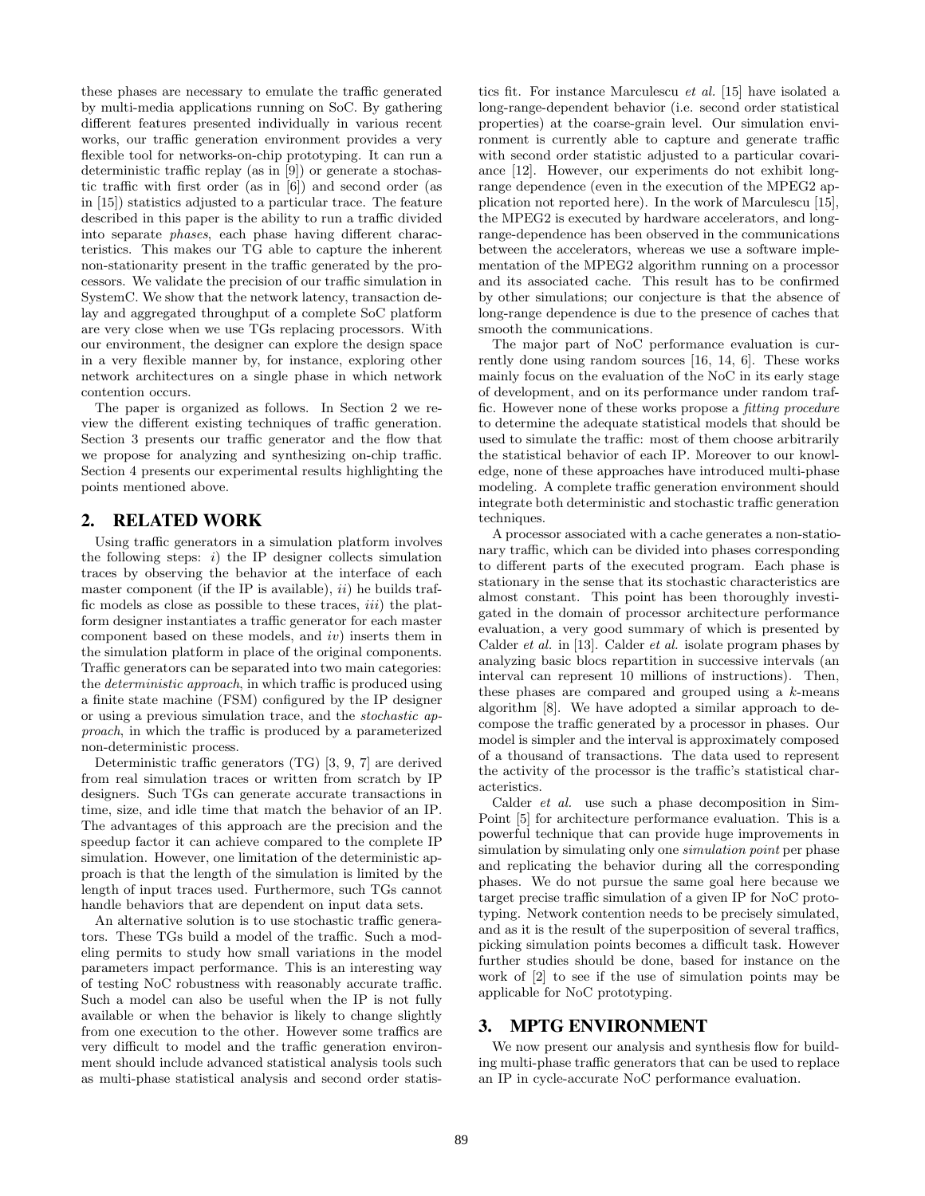these phases are necessary to emulate the traffic generated by multi-media applications running on SoC. By gathering different features presented individually in various recent works, our traffic generation environment provides a very flexible tool for networks-on-chip prototyping. It can run a deterministic traffic replay (as in [9]) or generate a stochastic traffic with first order (as in [6]) and second order (as in [15]) statistics adjusted to a particular trace. The feature described in this paper is the ability to run a traffic divided into separate *phases*, each phase having different characteristics. This makes our TG able to capture the inherent non-stationarity present in the traffic generated by the processors. We validate the precision of our traffic simulation in SystemC. We show that the network latency, transaction delay and aggregated throughput of a complete SoC platform are very close when we use TGs replacing processors. With our environment, the designer can explore the design space in a very flexible manner by, for instance, exploring other network architectures on a single phase in which network contention occurs.

The paper is organized as follows. In Section 2 we review the different existing techniques of traffic generation. Section 3 presents our traffic generator and the flow that we propose for analyzing and synthesizing on-chip traffic. Section 4 presents our experimental results highlighting the points mentioned above.

## 2. RELATED WORK

Using traffic generators in a simulation platform involves the following steps: *i*) the IP designer collects simulation traces by observing the behavior at the interface of each master component (if the IP is available), *ii*) he builds traffic models as close as possible to these traces, *iii*) the platform designer instantiates a traffic generator for each master component based on these models, and *iv*) inserts them in the simulation platform in place of the original components. Traffic generators can be separated into two main categories: the *deterministic approach*, in which traffic is produced using a finite state machine (FSM) configured by the IP designer or using a previous simulation trace, and the *stochastic approach*, in which the traffic is produced by a parameterized non-deterministic process.

Deterministic traffic generators (TG) [3, 9, 7] are derived from real simulation traces or written from scratch by IP designers. Such TGs can generate accurate transactions in time, size, and idle time that match the behavior of an IP. The advantages of this approach are the precision and the speedup factor it can achieve compared to the complete IP simulation. However, one limitation of the deterministic approach is that the length of the simulation is limited by the length of input traces used. Furthermore, such TGs cannot handle behaviors that are dependent on input data sets.

An alternative solution is to use stochastic traffic generators. These TGs build a model of the traffic. Such a modeling permits to study how small variations in the model parameters impact performance. This is an interesting way of testing NoC robustness with reasonably accurate traffic. Such a model can also be useful when the IP is not fully available or when the behavior is likely to change slightly from one execution to the other. However some traffics are very difficult to model and the traffic generation environment should include advanced statistical analysis tools such as multi-phase statistical analysis and second order statistics fit. For instance Marculescu *et al.* [15] have isolated a long-range-dependent behavior (i.e. second order statistical properties) at the coarse-grain level. Our simulation environment is currently able to capture and generate traffic with second order statistic adjusted to a particular covariance [12]. However, our experiments do not exhibit long-range dependence (even in the execution of the MPEG2 application not reported here). In the work of Marculescu [15], the MPEG2 is executed by hardware accelerators, and long-range-dependence has been observed in the communications between the accelerators, whereas we use a software implementation of the MPEG2 algorithm running on a processor and its associated cache. This result has to be confirmed by other simulations; our conjecture is that the absence of long-range dependence is due to the presence of caches that smooth the communications.

The major part of NoC performance evaluation is currently done using random sources [16, 14, 6]. These works mainly focus on the evaluation of the NoC in its early stage of development, and on its performance under random traffic. However none of these works propose a *fitting procedure* to determine the adequate statistical models that should be used to simulate the traffic: most of them choose arbitrarily the statistical behavior of each IP. Moreover to our knowledge, none of these approaches have introduced multi-phase modeling. A complete traffic generation environment should integrate both deterministic and stochastic traffic generation techniques.

A processor associated with a cache generates a non-stationary traffic, which can be divided into phases corresponding to different parts of the executed program. Each phase is stationary in the sense that its stochastic characteristics are almost constant. This point has been thoroughly investigated in the domain of processor architecture performance evaluation, a very good summary of which is presented by Calder *et al.* in [13]. Calder *et al.* isolate program phases by analyzing basic blocs repartition in successive intervals (an interval can represent 10 millions of instructions). Then, these phases are compared and grouped using a *k*-means algorithm [8]. We have adopted a similar approach to decompose the traffic generated by a processor in phases. Our model is simpler and the interval is approximately composed of a thousand of transactions. The data used to represent the activity of the processor is the traffic's statistical characteristics.

Calder *et al.* use such a phase decomposition in SimPoint [5] for architecture performance evaluation. This is a powerful technique that can provide huge improvements in simulation by simulating only one *simulation point* per phase and replicating the behavior during all the corresponding phases. We do not pursue the same goal here because we target precise traffic simulation of a given IP for NoC prototyping. Network contention needs to be precisely simulated, and as it is the result of the superposition of several traffics, picking simulation points becomes a difficult task. However further studies should be done, based for instance on the work of [2] to see if the use of simulation points may be applicable for NoC prototyping.

## 3. MPTG ENVIRONMENT

We now present our analysis and synthesis flow for building multi-phase traffic generators that can be used to replace an IP in cycle-accurate NoC performance evaluation.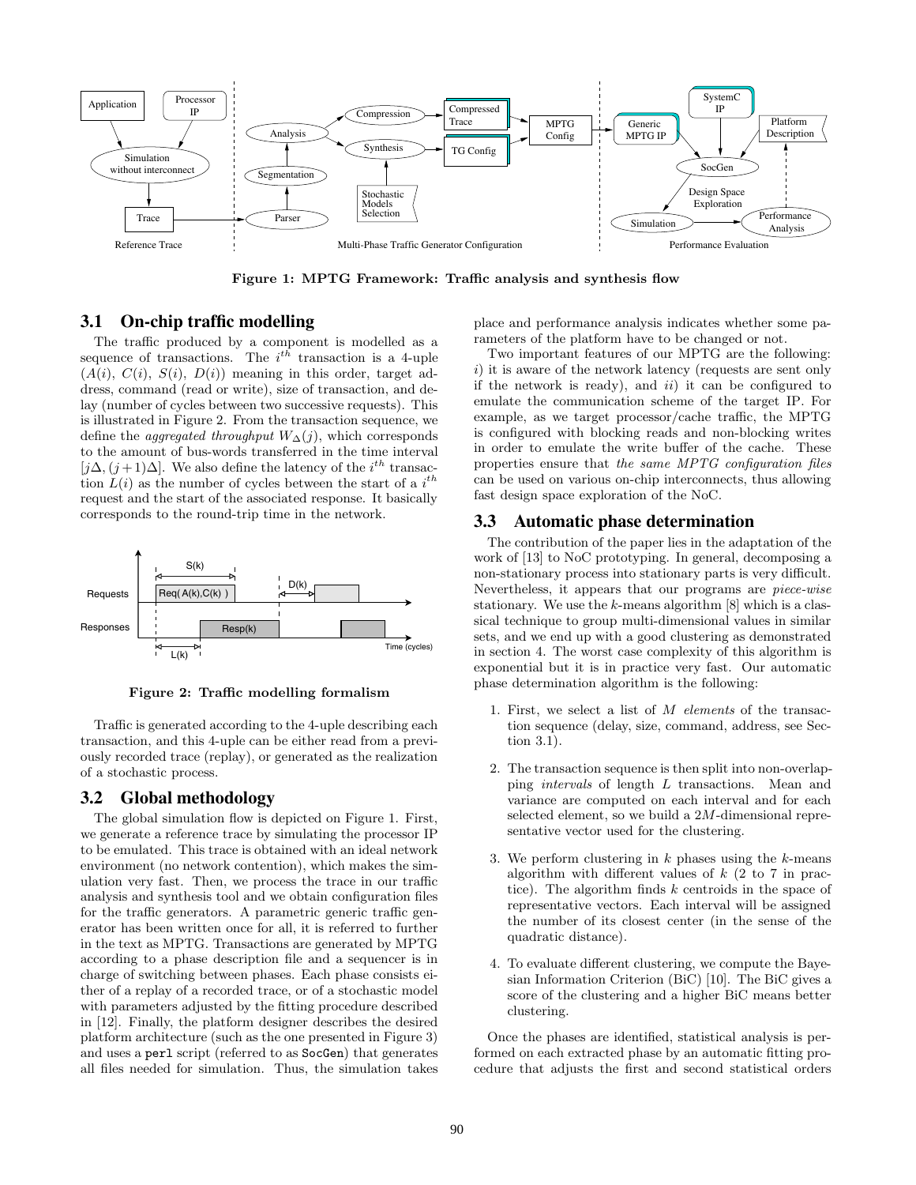Figure 1: MPTG Framework: Traffic analysis and synthesis flow

### 3.1 On-chip traffic modelling

The traffic produced by a component is modelled as a sequence of transactions. The $i^{th}$ transaction is a 4-uple ($A(i)$, $C(i)$, $S(i)$, $D(i)$) meaning in this order, target address, command (read or write), size of transaction, and delay (number of cycles between two successive requests). This is illustrated in Figure 2. From the transaction sequence, we define the *aggregated throughput* $W_{\Delta}(j)$, which corresponds to the amount of bus-words transferred in the time interval $[j\Delta, (j+1)\Delta]$. We also define the latency of the $i^{th}$ transaction $L(i)$ as the number of cycles between the start of a $i^{th}$ request and the start of the associated response. It basically corresponds to the round-trip time in the network.

Figure 2: Traffic modelling formalism

Traffic is generated according to the 4-uple describing each transaction, and this 4-uple can be either read from a previously recorded trace (replay), or generated as the realization of a stochastic process.

### 3.2 Global methodology

The global simulation flow is depicted on Figure 1. First, we generate a reference trace by simulating the processor IP to be emulated. This trace is obtained with an ideal network environment (no network contention), which makes the simulation very fast. Then, we process the trace in our traffic analysis and synthesis tool and we obtain configuration files for the traffic generators. A parametric generic traffic generator has been written once for all, it is referred to further in the text as MPTG. Transactions are generated by MPTG according to a phase description file and a sequencer is in charge of switching between phases. Each phase consists either of a replay of a recorded trace, or of a stochastic model with parameters adjusted by the fitting procedure described in [12]. Finally, the platform designer describes the desired platform architecture (such as the one presented in Figure 3) and uses a `perl` script (referred to as `SocGen`) that generates all files needed for simulation. Thus, the simulation takes place and performance analysis indicates whether some parameters of the platform have to be changed or not.

Two important features of our MPTG are the following: *i*) it is aware of the network latency (requests are sent only if the network is ready), and *ii*) it can be configured to emulate the communication scheme of the target IP. For example, as we target processor/cache traffic, the MPTG is configured with blocking reads and non-blocking writes in order to emulate the write buffer of the cache. These properties ensure that *the same MPTG configuration files* can be used on various on-chip interconnects, thus allowing fast design space exploration of the NoC.

### 3.3 Automatic phase determination

The contribution of the paper lies in the adaptation of the work of [13] to NoC prototyping. In general, decomposing a non-stationary process into stationary parts is very difficult. Nevertheless, it appears that our programs are *piece-wise* stationary. We use the $k$-means algorithm [8] which is a classical technique to group multi-dimensional values in similar sets, and we end up with a good clustering as demonstrated in section 4. The worst case complexity of this algorithm is exponential but it is in practice very fast. Our automatic phase determination algorithm is the following:

1. First, we select a list of $M$ *elements* of the transaction sequence (delay, size, command, address, see Section 3.1).
2. The transaction sequence is then split into non-overlapping *intervals* of length $L$ transactions. Mean and variance are computed on each interval and for each selected element, so we build a $2M$-dimensional representative vector used for the clustering.
3. We perform clustering in $k$ phases using the $k$-means algorithm with different values of $k$ (2 to 7 in practice). The algorithm finds $k$ centroids in the space of representative vectors. Each interval will be assigned the number of its closest center (in the sense of the quadratic distance).
4. To evaluate different clustering, we compute the Bayesian Information Criterion (BiC) [10]. The BiC gives a score of the clustering and a higher BiC means better clustering.

Once the phases are identified, statistical analysis is performed on each extracted phase by an automatic fitting procedure that adjusts the first and second statistical orders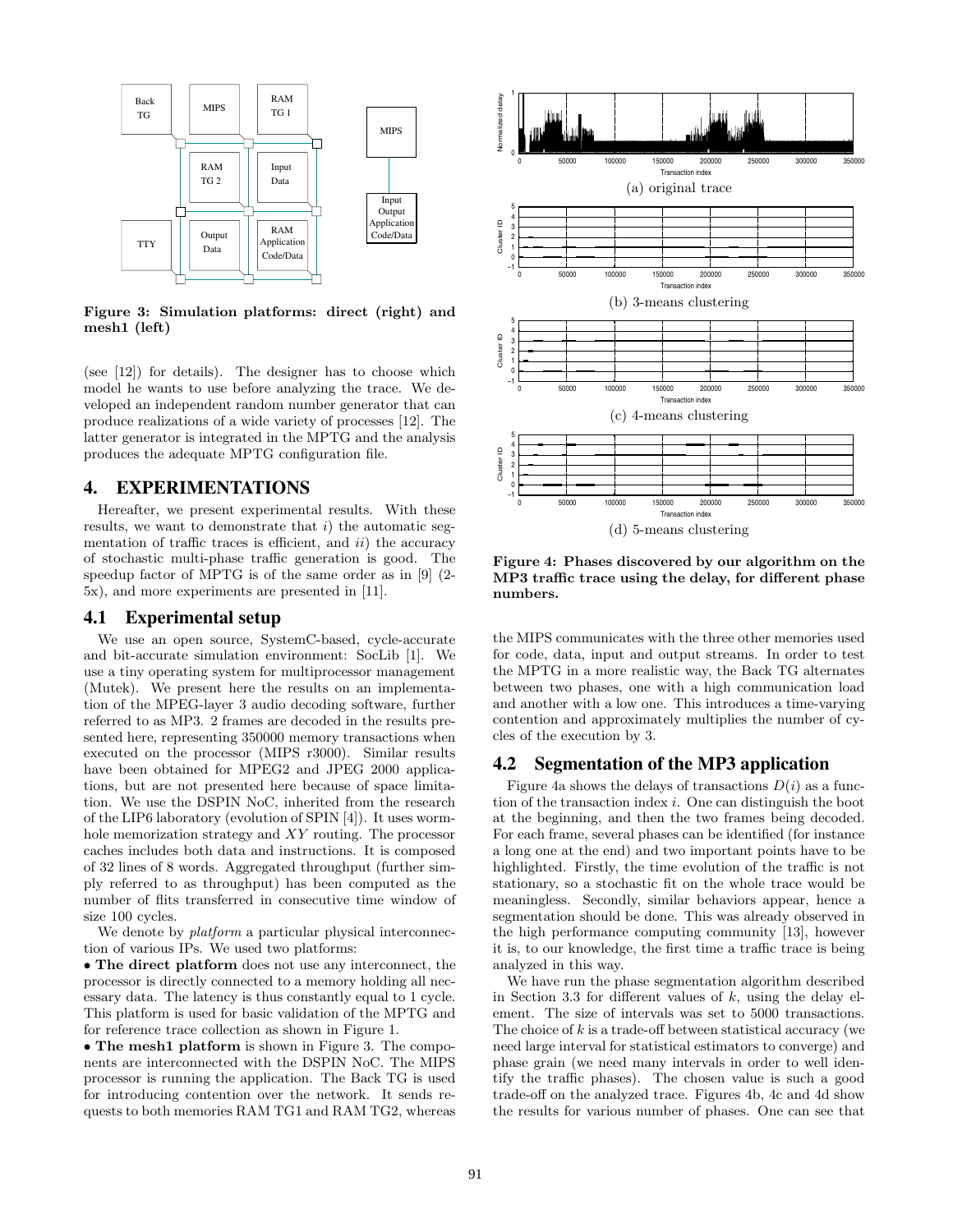Figure 3: Simulation platforms: direct (right) and mesh1 (left)

(see [12]) for details). The designer has to choose which model he wants to use before analyzing the trace. We developed an independent random number generator that can produce realizations of a wide variety of processes [12]. The latter generator is integrated in the MPTG and the analysis produces the adequate MPTG configuration file.

## 4. EXPERIMENTATIONS

Hereafter, we present experimental results. With these results, we want to demonstrate that *i)* the automatic segmentation of traffic traces is efficient, and *ii)* the accuracy of stochastic multi-phase traffic generation is good. The speedup factor of MPTG is of the same order as in [9] (2-5x), and more experiments are presented in [11].

### 4.1 Experimental setup

We use an open source, SystemC-based, cycle-accurate and bit-accurate simulation environment: SocLib [1]. We use a tiny operating system for multiprocessor management (Mutek). We present here the results on an implementation of the MPEG-layer 3 audio decoding software, further referred to as MP3. 2 frames are decoded in the results presented here, representing 350000 memory transactions when executed on the processor (MIPS r3000). Similar results have been obtained for MPEG2 and JPEG 2000 applications, but are not presented here because of space limitation. We use the DSPIN NoC, inherited from the research of the LIP6 laboratory (evolution of SPIN [4]). It uses wormhole memorization strategy and $XY$ routing. The processor caches includes both data and instructions. It is composed of 32 lines of 8 words. Aggregated throughput (further simply referred to as throughput) has been computed as the number of flits transferred in consecutive time window of size 100 cycles.

We denote by *platform* a particular physical interconnection of various IPs. We used two platforms:

- **The direct platform** does not use any interconnect, the processor is directly connected to a memory holding all necessary data. The latency is thus constantly equal to 1 cycle. This platform is used for basic validation of the MPTG and for reference trace collection as shown in Figure 1.
- **The mesh1 platform** is shown in Figure 3. The components are interconnected with the DSPIN NoC. The MIPS processor is running the application. The Back TG is used for introducing contention over the network. It sends requests to both memories RAM TG1 and RAM TG2, whereas the MIPS communicates with the three other memories used for code, data, input and output streams. In order to test the MPTG in a more realistic way, the Back TG alternates between two phases, one with a high communication load and another with a low one. This introduces a time-varying contention and approximately multiplies the number of cycles of the execution by 3.

Figure 4: Phases discovered by our algorithm on the MP3 traffic trace using the delay, for different phase numbers.

(a) original trace
(b) 3-means clustering
(c) 4-means clustering
(d) 5-means clustering

### 4.2 Segmentation of the MP3 application

Figure 4a shows the delays of transactions $D(i)$ as a function of the transaction index $i$. One can distinguish the boot at the beginning, and then the two frames being decoded. For each frame, several phases can be identified (for instance a long one at the end) and two important points have to be highlighted. Firstly, the time evolution of the traffic is not stationary, so a stochastic fit on the whole trace would be meaningless. Secondly, similar behaviors appear, hence a segmentation should be done. This was already observed in the high performance computing community [13], however it is, to our knowledge, the first time a traffic trace is being analyzed in this way.

We have run the phase segmentation algorithm described in Section 3.3 for different values of $k$, using the delay element. The size of intervals was set to 5000 transactions. The choice of $k$ is a trade-off between statistical accuracy (we need large interval for statistical estimators to converge) and phase grain (we need many intervals in order to well identify the traffic phases). The chosen value is such a good trade-off on the analyzed trace. Figures 4b, 4c and 4d show the results for various number of phases. One can see that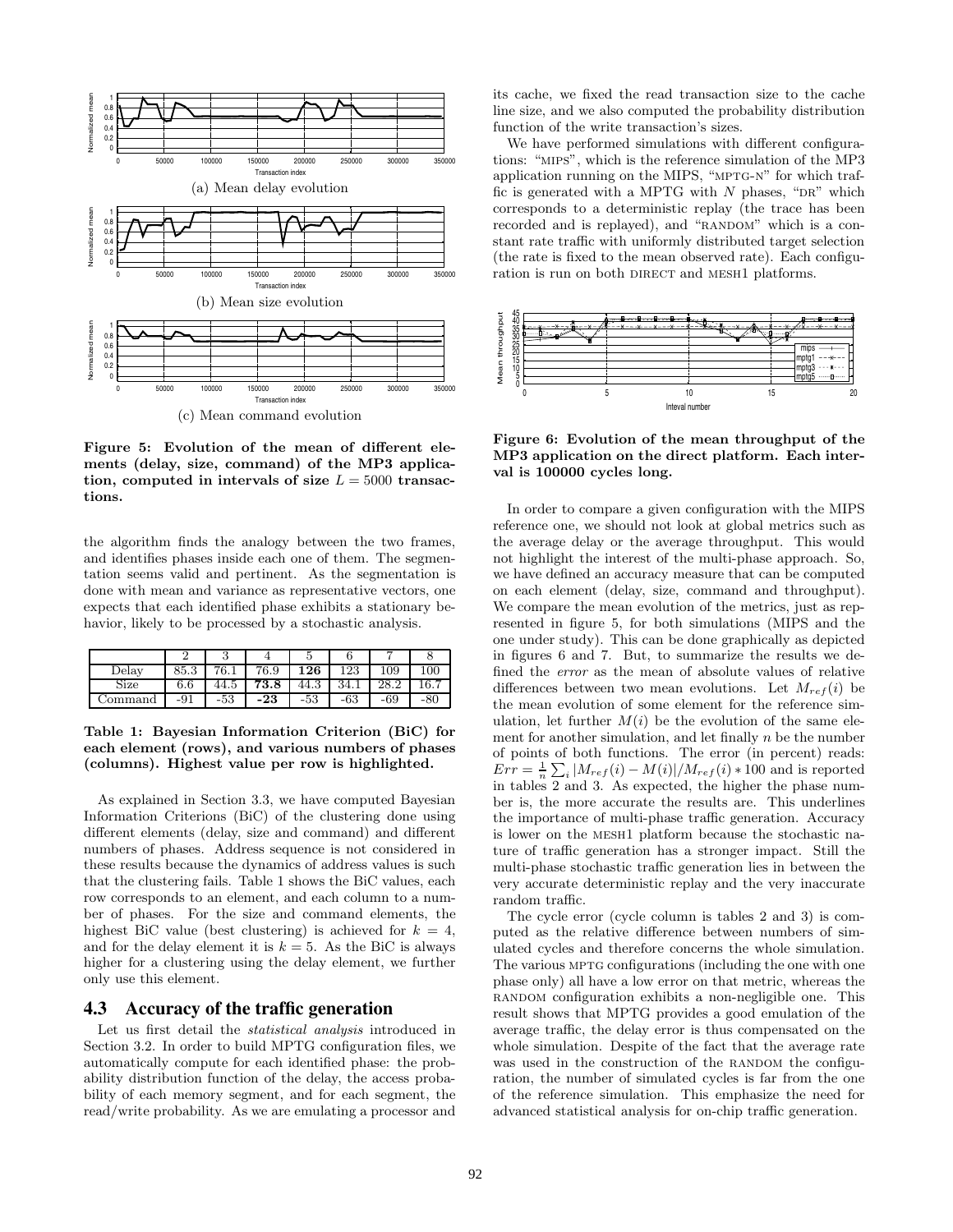(a) Mean delay evolution

(b) Mean size evolution

(c) Mean command evolution

**Figure 5: Evolution of the mean of different elements (delay, size, command) of the MP3 application, computed in intervals of size $L = 5000$ transactions.**

the algorithm finds the analogy between the two frames, and identifies phases inside each one of them. The segmentation seems valid and pertinent. As the segmentation is done with mean and variance as representative vectors, one expects that each identified phase exhibits a stationary behavior, likely to be processed by a stochastic analysis.

| | 2 | 3 | 4 | 5 | 6 | 7 | 8 |
|---|---|---|---|---|---|---|---|
| Delay | 85.3 | 76.1 | 76.9 | **126** | 123 | 109 | 100 |
| Size | 6.6 | 44.5 | **73.8** | 44.3 | 34.1 | 28.2 | 16.7 |
| Command | -91 | -53 | **-23** | -53 | -63 | -69 | -80 |

**Table 1: Bayesian Information Criterion (BiC) for each element (rows), and various numbers of phases (columns). Highest value per row is highlighted.**

As explained in Section 3.3, we have computed Bayesian Information Criterions (BiC) of the clustering done using different elements (delay, size and command) and different numbers of phases. Address sequence is not considered in these results because the dynamics of address values is such that the clustering fails. Table 1 shows the BiC values, each row corresponds to an element, and each column to a number of phases. For the size and command elements, the highest BiC value (best clustering) is achieved for $k = 4$, and for the delay element it is $k = 5$. As the BiC is always higher for a clustering using the delay element, we further only use this element.

## 4.3 Accuracy of the traffic generation

Let us first detail the *statistical analysis* introduced in Section 3.2. In order to build MPTG configuration files, we automatically compute for each identified phase: the probability distribution function of the delay, the access probability of each memory segment, and for each segment, the read/write probability. As we are emulating a processor and its cache, we fixed the read transaction size to the cache line size, and we also computed the probability distribution function of the write transaction's sizes.

We have performed simulations with different configurations: "MIPS", which is the reference simulation of the MP3 application running on the MIPS, "MPTG-N" for which traffic is generated with a MPTG with $N$ phases, "DR" which corresponds to a deterministic replay (the trace has been recorded and is replayed), and "RANDOM" which is a constant rate traffic with uniformly distributed target selection (the rate is fixed to the mean observed rate). Each configuration is run on both DIRECT and MESH1 platforms.

**Figure 6: Evolution of the mean throughput of the MP3 application on the direct platform. Each interval is 100000 cycles long.**

In order to compare a given configuration with the MIPS reference one, we should not look at global metrics such as the average delay or the average throughput. This would not highlight the interest of the multi-phase approach. So, we have defined an accuracy measure that can be computed on each element (delay, size, command and throughput). We compare the mean evolution of the metrics, just as represented in figure 5, for both simulations (MIPS and the one under study). This can be done graphically as depicted in figures 6 and 7. But, to summarize the results we defined the *error* as the mean of absolute values of relative differences between two mean evolutions. Let $M_{ref}(i)$ be the mean evolution of some element for the reference simulation, let further $M(i)$ be the evolution of the same element for another simulation, and let finally $n$ be the number of points of both functions. The error (in percent) reads: $Err = \frac{1}{n} \sum_i |M_{ref}(i) - M(i)|/M_{ref}(i) * 100$ and is reported in tables 2 and 3. As expected, the higher the phase number is, the more accurate the results are. This underlines the importance of multi-phase traffic generation. Accuracy is lower on the MESH1 platform because the stochastic nature of traffic generation has a stronger impact. Still the multi-phase stochastic traffic generation lies in between the very accurate deterministic replay and the very inaccurate random traffic.

The cycle error (cycle column is tables 2 and 3) is computed as the relative difference between numbers of simulated cycles and therefore concerns the whole simulation. The various MPTG configurations (including the one with one phase only) all have a low error on that metric, whereas the RANDOM configuration exhibits a non-negligible one. This result shows that MPTG provides a good emulation of the average traffic, the delay error is thus compensated on the whole simulation. Despite of the fact that the average rate was used in the construction of the RANDOM the configuration, the number of simulated cycles is far from the one of the reference simulation. This emphasize the need for advanced statistical analysis for on-chip traffic generation.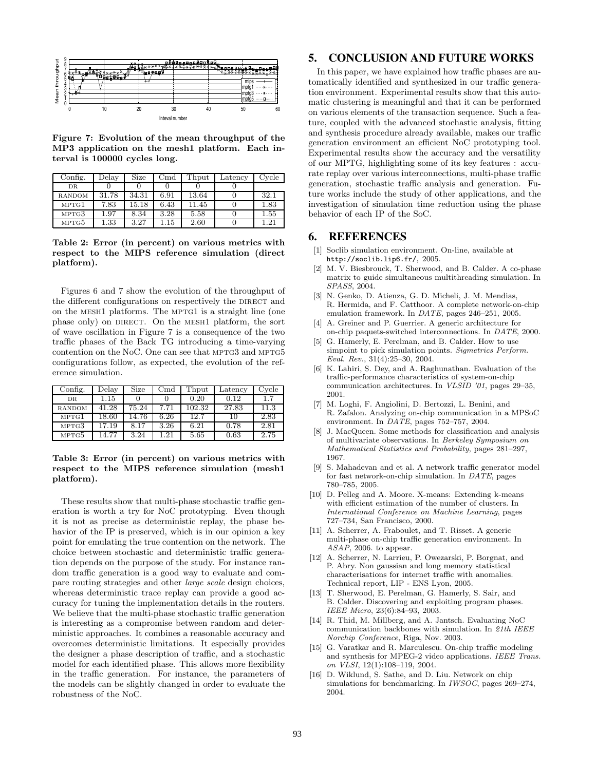Mean throughput

9
8
7
6
5
4
3
2
1
0

0 10 20 30 40 50 60

Inteval number

mips
mptg1
mptg3
mptg5

**Figure 7: Evolution of the mean throughput of the MP3 application on the mesh1 platform. Each interval is 100000 cycles long.**

| Config. | Delay | Size | Cmd | Thput | Latency | Cycle |
|---|---|---|---|---|---|---|
| DR | 0 | 0 | 0 | 0 | 0 | |
| RANDOM | 31.78 | 34.31 | 6.91 | 13.64 | 0 | 32.1 |
| MPTG1 | 7.83 | 15.18 | 6.43 | 11.45 | 0 | 1.83 |
| MPTG3 | 1.97 | 8.34 | 3.28 | 5.58 | 0 | 1.55 |
| MPTG5 | 1.33 | 3.27 | 1.15 | 2.60 | 0 | 1.21 |

**Table 2: Error (in percent) on various metrics with respect to the MIPS reference simulation (direct platform).**

Figures 6 and 7 show the evolution of the throughput of the different configurations on respectively the DIRECT and on the MESH1 platforms. The MPTG1 is a straight line (one phase only) on DIRECT. On the MESH1 platform, the sort of wave oscillation in Figure 7 is a consequence of the two traffic phases of the Back TG introducing a time-varying contention on the NoC. One can see that MPTG3 and MPTG5 configurations follow, as expected, the evolution of the reference simulation.

| Config. | Delay | Size | Cmd | Thput | Latency | Cycle |
|---|---|---|---|---|---|---|
| DR | 1.15 | 0 | 0 | 0.20 | 0.12 | 1.7 |
| RANDOM | 41.28 | 75.24 | 7.71 | 102.32 | 27.83 | 11.3 |
| MPTG1 | 18.60 | 14.76 | 6.26 | 12.7 | 10 | 2.83 |
| MPTG3 | 17.19 | 8.17 | 3.26 | 6.21 | 0.78 | 2.81 |
| MPTG5 | 14.77 | 3.24 | 1.21 | 5.65 | 0.63 | 2.75 |

**Table 3: Error (in percent) on various metrics with respect to the MIPS reference simulation (mesh1 platform).**

These results show that multi-phase stochastic traffic generation is worth a try for NoC prototyping. Even though it is not as precise as deterministic replay, the phase behavior of the IP is preserved, which is in our opinion a key point for emulating the true contention on the network. The choice between stochastic and deterministic traffic generation depends on the purpose of the study. For instance random traffic generation is a good way to evaluate and compare routing strategies and other *large scale* design choices, whereas deterministic trace replay can provide a good accuracy for tuning the implementation details in the routers. We believe that the multi-phase stochastic traffic generation is interesting as a compromise between random and deterministic approaches. It combines a reasonable accuracy and overcomes deterministic limitations. It especially provides the designer a phase description of traffic, and a stochastic model for each identified phase. This allows more flexibility in the traffic generation. For instance, the parameters of the models can be slightly changed in order to evaluate the robustness of the NoC.

## 5. CONCLUSION AND FUTURE WORKS

In this paper, we have explained how traffic phases are automatically identified and synthesized in our traffic generation environment. Experimental results show that this automatic clustering is meaningful and that it can be performed on various elements of the transaction sequence. Such a feature, coupled with the advanced stochastic analysis, fitting and synthesis procedure already available, makes our traffic generation environment an efficient NoC prototyping tool. Experimental results show the accuracy and the versatility of our MPTG, highlighting some of its key features : accurate replay over various interconnections, multi-phase traffic generation, stochastic traffic analysis and generation. Future works include the study of other applications, and the investigation of simulation time reduction using the phase behavior of each IP of the SoC.

## 6. REFERENCES

[1] Soclib simulation environment. On-line, available at http://soclib.lip6.fr/, 2005.

[2] M. V. Biesbrouck, T. Sherwood, and B. Calder. A co-phase matrix to guide simultaneous multithreading simulation. In *SPASS*, 2004.

[3] N. Genko, D. Atienza, G. D. Micheli, J. M. Mendias, R. Hermida, and F. Catthoor. A complete network-on-chip emulation framework. In *DATE*, pages 246–251, 2005.

[4] A. Greiner and P. Guerrier. A generic architecture for on-chip paquets-switched interconnections. In *DATE*, 2000.

[5] G. Hamerly, E. Perelman, and B. Calder. How to use simpoint to pick simulation points. *Sigmetrics Perform. Eval. Rev.*, 31(4):25–30, 2004.

[6] K. Lahiri, S. Dey, and A. Raghunathan. Evaluation of the traffic-performance characteristics of system-on-chip communication architectures. In *VLSID '01*, pages 29–35, 2001.

[7] M. Loghi, F. Angiolini, D. Bertozzi, L. Benini, and R. Zafalon. Analyzing on-chip communication in a MPSoC environment. In *DATE*, pages 752–757, 2004.

[8] J. MacQueen. Some methods for classification and analysis of multivariate observations. In *Berkeley Symposium on Mathematical Statistics and Probability*, pages 281–297, 1967.

[9] S. Mahadevan and et al. A network traffic generator model for fast network-on-chip simulation. In *DATE*, pages 780–785, 2005.

[10] D. Pelleg and A. Moore. X-means: Extending k-means with efficient estimation of the number of clusters. In *International Conference on Machine Learning*, pages 727–734, San Francisco, 2000.

[11] A. Scherrer, A. Fraboulet, and T. Risset. A generic multi-phase on-chip traffic generation environment. In *ASAP*, 2006. to appear.

[12] A. Scherrer, N. Larrieu, P. Owezarski, P. Borgnat, and P. Abry. Non gaussian and long memory statistical characterisations for internet traffic with anomalies. Technical report, LIP - ENS Lyon, 2005.

[13] T. Sherwood, E. Perelman, G. Hamerly, S. Sair, and B. Calder. Discovering and exploiting program phases. *IEEE Micro*, 23(6):84–93, 2003.

[14] R. Thid, M. Millberg, and A. Jantsch. Evaluating NoC communication backbones with simulation. In *21th IEEE Norchip Conference*, Riga, Nov. 2003.

[15] G. Varatkar and R. Marculescu. On-chip traffic modeling and synthesis for MPEG-2 video applications. *IEEE Trans. on VLSI*, 12(1):108–119, 2004.

[16] D. Wiklund, S. Sathe, and D. Liu. Network on chip simulations for benchmarking. In *IWSOC*, pages 269–274, 2004.